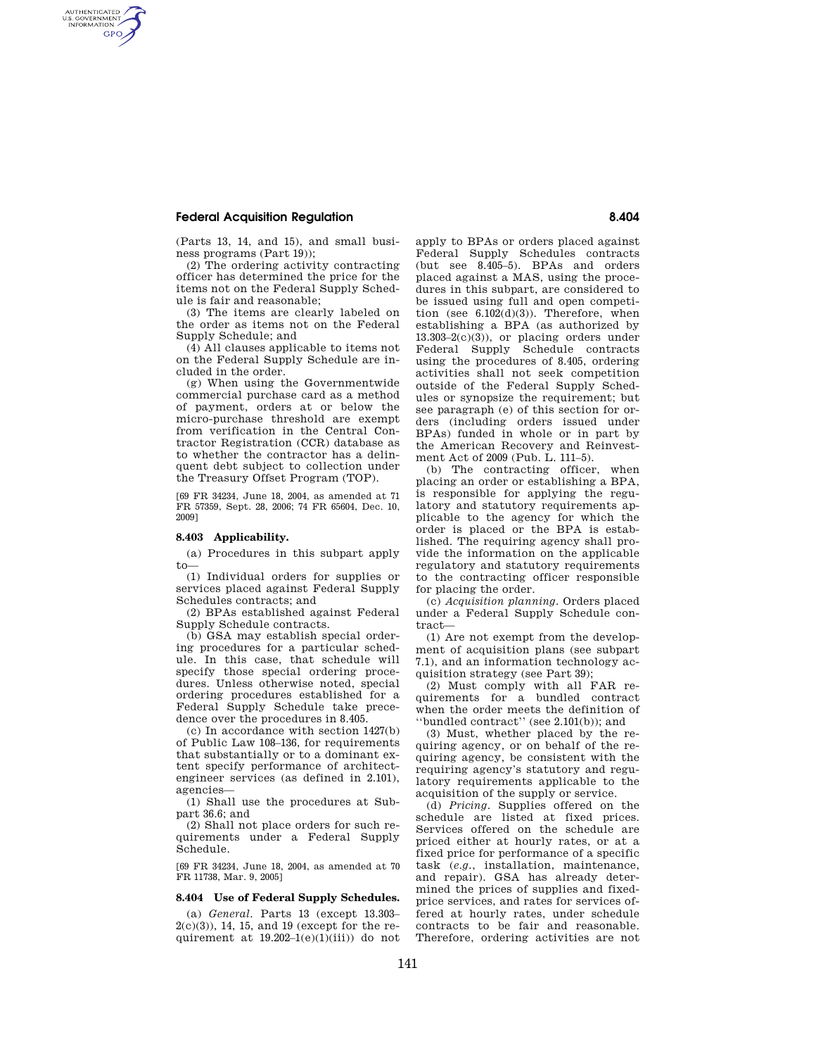(Parts 13, 14, and 15), and small business programs (Part 19));

(2) The ordering activity contracting officer has determined the price for the items not on the Federal Supply Schedule is fair and reasonable;

(3) The items are clearly labeled on the order as items not on the Federal Supply Schedule; and

(4) All clauses applicable to items not on the Federal Supply Schedule are included in the order.

(g) When using the Governmentwide commercial purchase card as a method of payment, orders at or below the micro-purchase threshold are exempt from verification in the Central Contractor Registration (CCR) database as to whether the contractor has a delinquent debt subject to collection under the Treasury Offset Program (TOP).

[69 FR 34234, June 18, 2004, as amended at 71 FR 57359, Sept. 28, 2006; 74 FR 65604, Dec. 10, 2009]

### 8.403 Applicability.

(a) Procedures in this subpart apply to—

(1) Individual orders for supplies or services placed against Federal Supply Schedules contracts; and

(2) BPAs established against Federal Supply Schedule contracts.

(b) GSA may establish special ordering procedures for a particular schedule. In this case, that schedule will specify those special ordering procedures. Unless otherwise noted, special ordering procedures established for a Federal Supply Schedule take precedence over the procedures in 8.405.

(c) In accordance with section 1427(b) of Public Law 108–136, for requirements that substantially or to a dominant extent specify performance of architect-engineer services (as defined in 2.101), agencies—

(1) Shall use the procedures at Subpart 36.6; and

(2) Shall not place orders for such requirements under a Federal Supply Schedule.

[69 FR 34234, June 18, 2004, as amended at 70 FR 11738, Mar. 9, 2005]

### 8.404 Use of Federal Supply Schedules.

(a) *General.* Parts 13 (except 13.303–2(c)(3)), 14, 15, and 19 (except for the requirement at 19.202–1(e)(1)(iii)) do not apply to BPAs or orders placed against Federal Supply Schedules contracts (but see 8.405–5). BPAs and orders placed against a MAS, using the procedures in this subpart, are considered to be issued using full and open competition (see 6.102(d)(3)). Therefore, when establishing a BPA (as authorized by 13.303–2(c)(3)), or placing orders under Federal Supply Schedule contracts using the procedures of 8.405, ordering activities shall not seek competition outside of the Federal Supply Schedules or synopsize the requirement; but see paragraph (e) of this section for orders (including orders issued under BPAs) funded in whole or in part by the American Recovery and Reinvestment Act of 2009 (Pub. L. 111–5).

(b) The contracting officer, when placing an order or establishing a BPA, is responsible for applying the regulatory and statutory requirements applicable to the agency for which the order is placed or the BPA is established. The requiring agency shall provide the information on the applicable regulatory and statutory requirements to the contracting officer responsible for placing the order.

(c) *Acquisition planning.* Orders placed under a Federal Supply Schedule contract—

(1) Are not exempt from the development of acquisition plans (see subpart 7.1), and an information technology acquisition strategy (see Part 39);

(2) Must comply with all FAR requirements for a bundled contract when the order meets the definition of ''bundled contract'' (see 2.101(b)); and

(3) Must, whether placed by the requiring agency, or on behalf of the requiring agency, be consistent with the requiring agency's statutory and regulatory requirements applicable to the acquisition of the supply or service.

(d) *Pricing.* Supplies offered on the schedule are listed at fixed prices. Services offered on the schedule are priced either at hourly rates, or at a fixed price for performance of a specific task (*e.g.,* installation, maintenance, and repair). GSA has already determined the prices of supplies and fixed-price services, and rates for services offered at hourly rates, under schedule contracts to be fair and reasonable. Therefore, ordering activities are not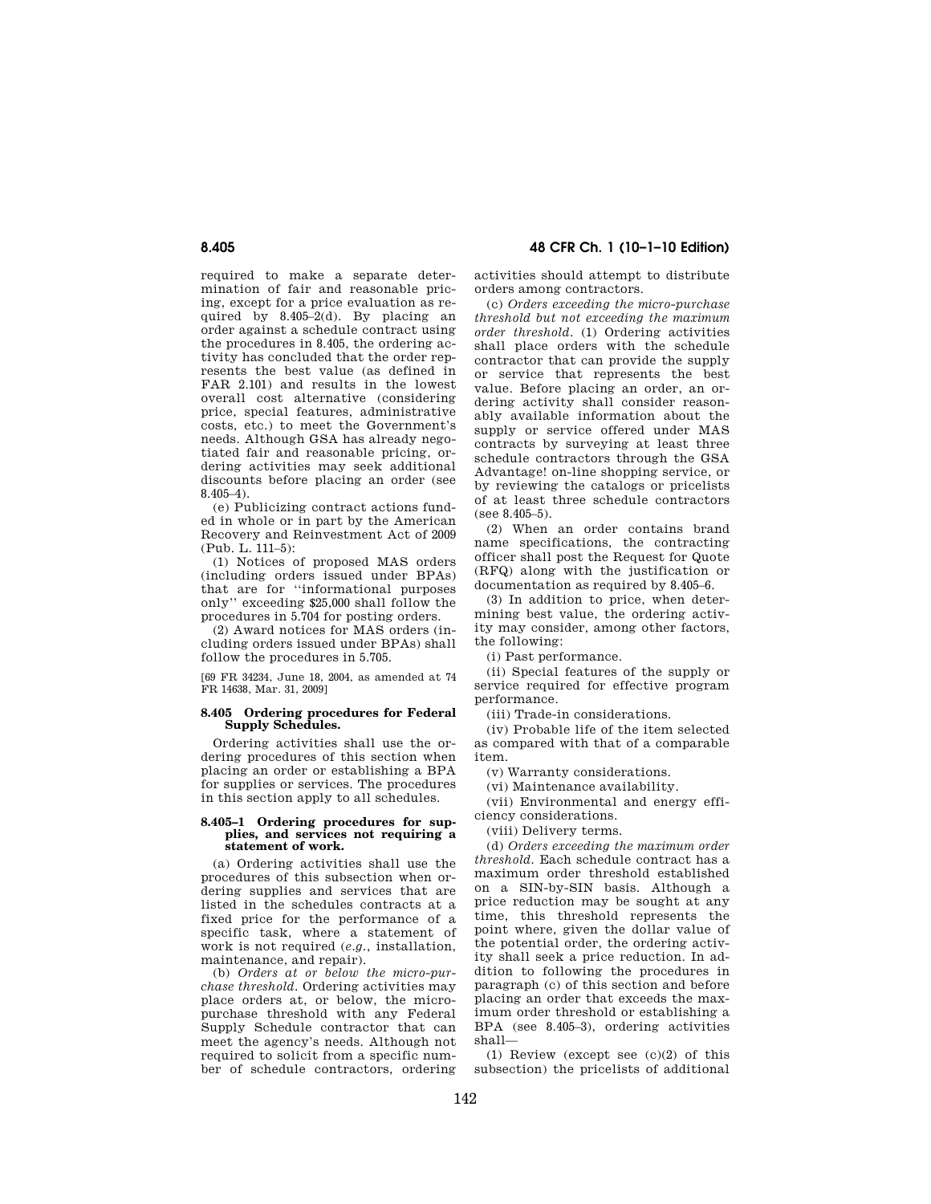required to make a separate determination of fair and reasonable pricing, except for a price evaluation as required by 8.405–2(d). By placing an order against a schedule contract using the procedures in 8.405, the ordering activity has concluded that the order represents the best value (as defined in FAR 2.101) and results in the lowest overall cost alternative (considering price, special features, administrative costs, etc.) to meet the Government's needs. Although GSA has already negotiated fair and reasonable pricing, ordering activities may seek additional discounts before placing an order (see 8.405–4).

(e) Publicizing contract actions funded in whole or in part by the American Recovery and Reinvestment Act of 2009 (Pub. L. 111–5):

(1) Notices of proposed MAS orders (including orders issued under BPAs) that are for ''informational purposes only'' exceeding $25,000 shall follow the procedures in 5.704 for posting orders.

(2) Award notices for MAS orders (including orders issued under BPAs) shall follow the procedures in 5.705.

[69 FR 34234, June 18, 2004, as amended at 74 FR 14638, Mar. 31, 2009]

### 8.405 Ordering procedures for Federal Supply Schedules.

Ordering activities shall use the ordering procedures of this section when placing an order or establishing a BPA for supplies or services. The procedures in this section apply to all schedules.

#### 8.405–1 Ordering procedures for supplies, and services not requiring a statement of work.

(a) Ordering activities shall use the procedures of this subsection when ordering supplies and services that are listed in the schedules contracts at a fixed price for the performance of a specific task, where a statement of work is not required (*e.g.*, installation, maintenance, and repair).

(b) *Orders at or below the micro-purchase threshold.* Ordering activities may place orders at, or below, the micro-purchase threshold with any Federal Supply Schedule contractor that can meet the agency's needs. Although not required to solicit from a specific number of schedule contractors, ordering activities should attempt to distribute orders among contractors.

(c) *Orders exceeding the micro-purchase threshold but not exceeding the maximum order threshold.* (1) Ordering activities shall place orders with the schedule contractor that can provide the supply or service that represents the best value. Before placing an order, an ordering activity shall consider reasonably available information about the supply or service offered under MAS contracts by surveying at least three schedule contractors through the GSA Advantage! on-line shopping service, or by reviewing the catalogs or pricelists of at least three schedule contractors (see 8.405–5).

(2) When an order contains brand name specifications, the contracting officer shall post the Request for Quote (RFQ) along with the justification or documentation as required by 8.405–6.

(3) In addition to price, when determining best value, the ordering activity may consider, among other factors, the following:

(i) Past performance.

(ii) Special features of the supply or service required for effective program performance.

(iii) Trade-in considerations.

(iv) Probable life of the item selected as compared with that of a comparable item.

(v) Warranty considerations.

(vi) Maintenance availability.

(vii) Environmental and energy efficiency considerations.

(viii) Delivery terms.

(d) *Orders exceeding the maximum order threshold.* Each schedule contract has a maximum order threshold established on a SIN-by-SIN basis. Although a price reduction may be sought at any time, this threshold represents the point where, given the dollar value of the potential order, the ordering activity shall seek a price reduction. In addition to following the procedures in paragraph (c) of this section and before placing an order that exceeds the maximum order threshold or establishing a BPA (see 8.405–3), ordering activities shall—

(1) Review (except see (c)(2) of this subsection) the pricelists of additional